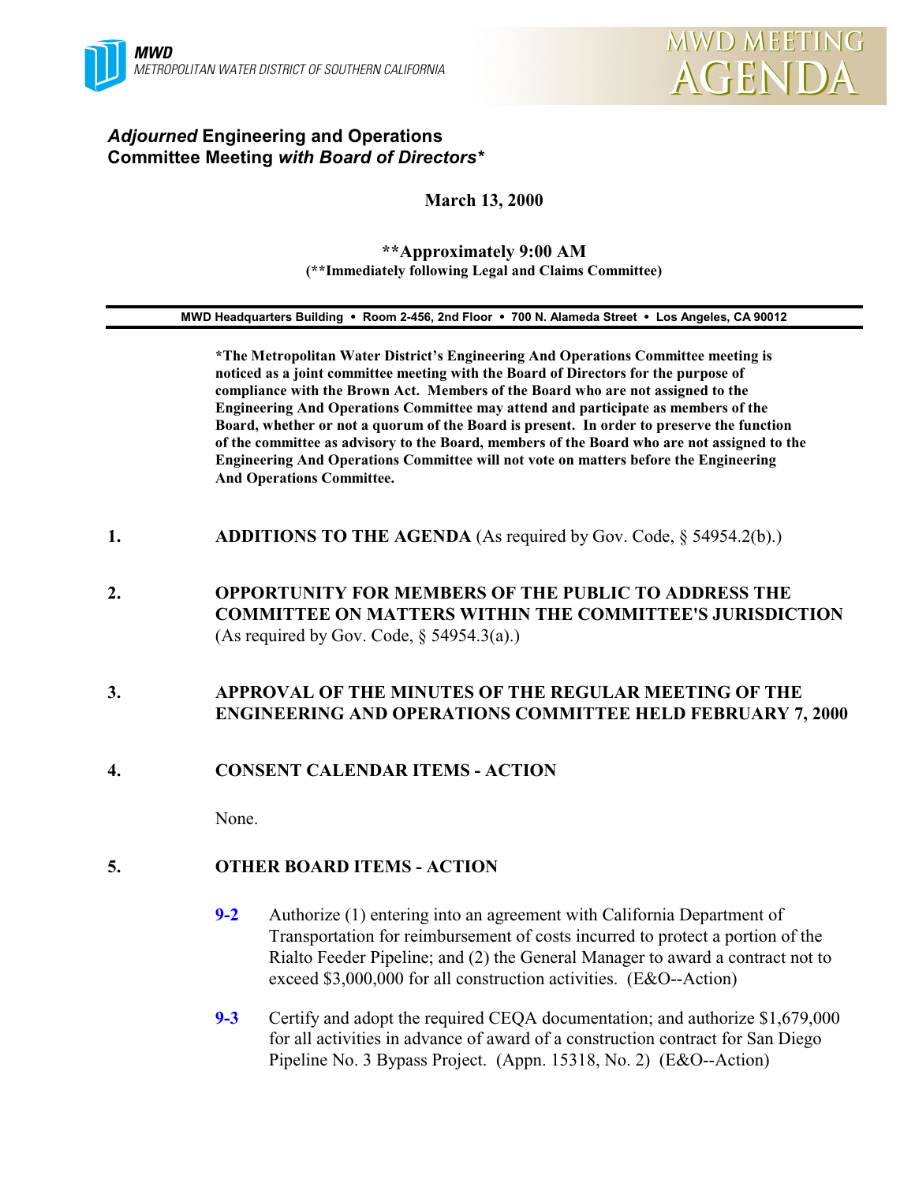MWD
METROPOLITAN WATER DISTRICT OF SOUTHERN CALIFORNIA

MWD MEETING AGENDA

# *Adjourned* Engineering and Operations Committee Meeting *with Board of Directors**

**March 13, 2000**

**\*\*Approximately 9:00 AM**
**(\*\*Immediately following Legal and Claims Committee)**

**MWD Headquarters Building • Room 2-456, 2nd Floor • 700 N. Alameda Street • Los Angeles, CA 90012**

**\*The Metropolitan Water District's Engineering And Operations Committee meeting is noticed as a joint committee meeting with the Board of Directors for the purpose of compliance with the Brown Act. Members of the Board who are not assigned to the Engineering And Operations Committee may attend and participate as members of the Board, whether or not a quorum of the Board is present. In order to preserve the function of the committee as advisory to the Board, members of the Board who are not assigned to the Engineering And Operations Committee will not vote on matters before the Engineering And Operations Committee.**

1. **ADDITIONS TO THE AGENDA** (As required by Gov. Code, § 54954.2(b).)

2. **OPPORTUNITY FOR MEMBERS OF THE PUBLIC TO ADDRESS THE COMMITTEE ON MATTERS WITHIN THE COMMITTEE'S JURISDICTION** (As required by Gov. Code, § 54954.3(a).)

3. **APPROVAL OF THE MINUTES OF THE REGULAR MEETING OF THE ENGINEERING AND OPERATIONS COMMITTEE HELD FEBRUARY 7, 2000**

4. **CONSENT CALENDAR ITEMS - ACTION**

   None.

5. **OTHER BOARD ITEMS - ACTION**

   **9-2** Authorize (1) entering into an agreement with California Department of Transportation for reimbursement of costs incurred to protect a portion of the Rialto Feeder Pipeline; and (2) the General Manager to award a contract not to exceed $3,000,000 for all construction activities. (E&O--Action)

   **9-3** Certify and adopt the required CEQA documentation; and authorize $1,679,000 for all activities in advance of award of a construction contract for San Diego Pipeline No. 3 Bypass Project. (Appn. 15318, No. 2) (E&O--Action)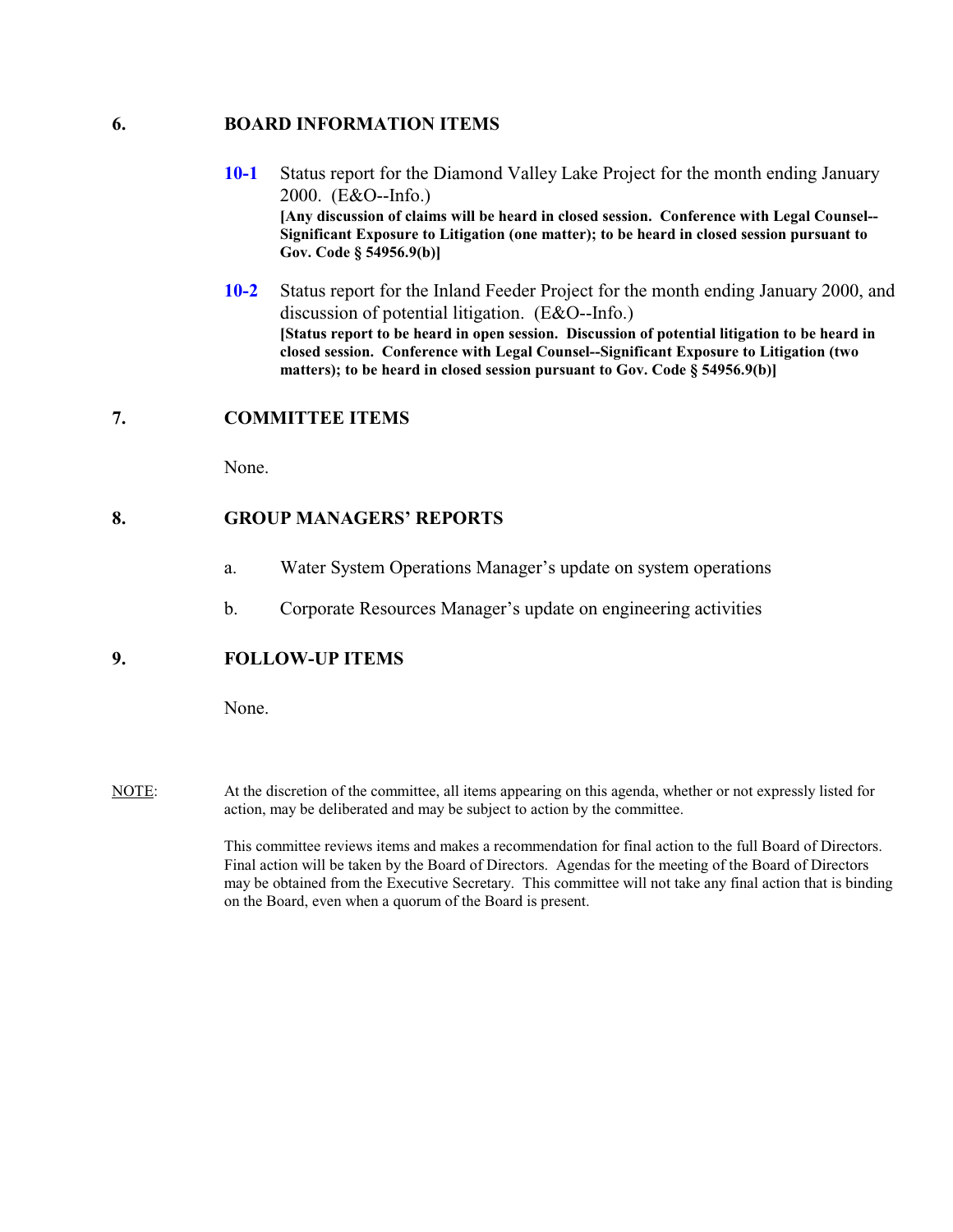## 6. BOARD INFORMATION ITEMS

**10-1** Status report for the Diamond Valley Lake Project for the month ending January 2000. (E&O--Info.)
**[Any discussion of claims will be heard in closed session. Conference with Legal Counsel--Significant Exposure to Litigation (one matter); to be heard in closed session pursuant to Gov. Code § 54956.9(b)]**

**10-2** Status report for the Inland Feeder Project for the month ending January 2000, and discussion of potential litigation. (E&O--Info.)
**[Status report to be heard in open session. Discussion of potential litigation to be heard in closed session. Conference with Legal Counsel--Significant Exposure to Litigation (two matters); to be heard in closed session pursuant to Gov. Code § 54956.9(b)]**

## 7. COMMITTEE ITEMS

None.

## 8. GROUP MANAGERS' REPORTS

a. Water System Operations Manager's update on system operations

b. Corporate Resources Manager's update on engineering activities

## 9. FOLLOW-UP ITEMS

None.

NOTE: At the discretion of the committee, all items appearing on this agenda, whether or not expressly listed for action, may be deliberated and may be subject to action by the committee.

This committee reviews items and makes a recommendation for final action to the full Board of Directors. Final action will be taken by the Board of Directors. Agendas for the meeting of the Board of Directors may be obtained from the Executive Secretary. This committee will not take any final action that is binding on the Board, even when a quorum of the Board is present.